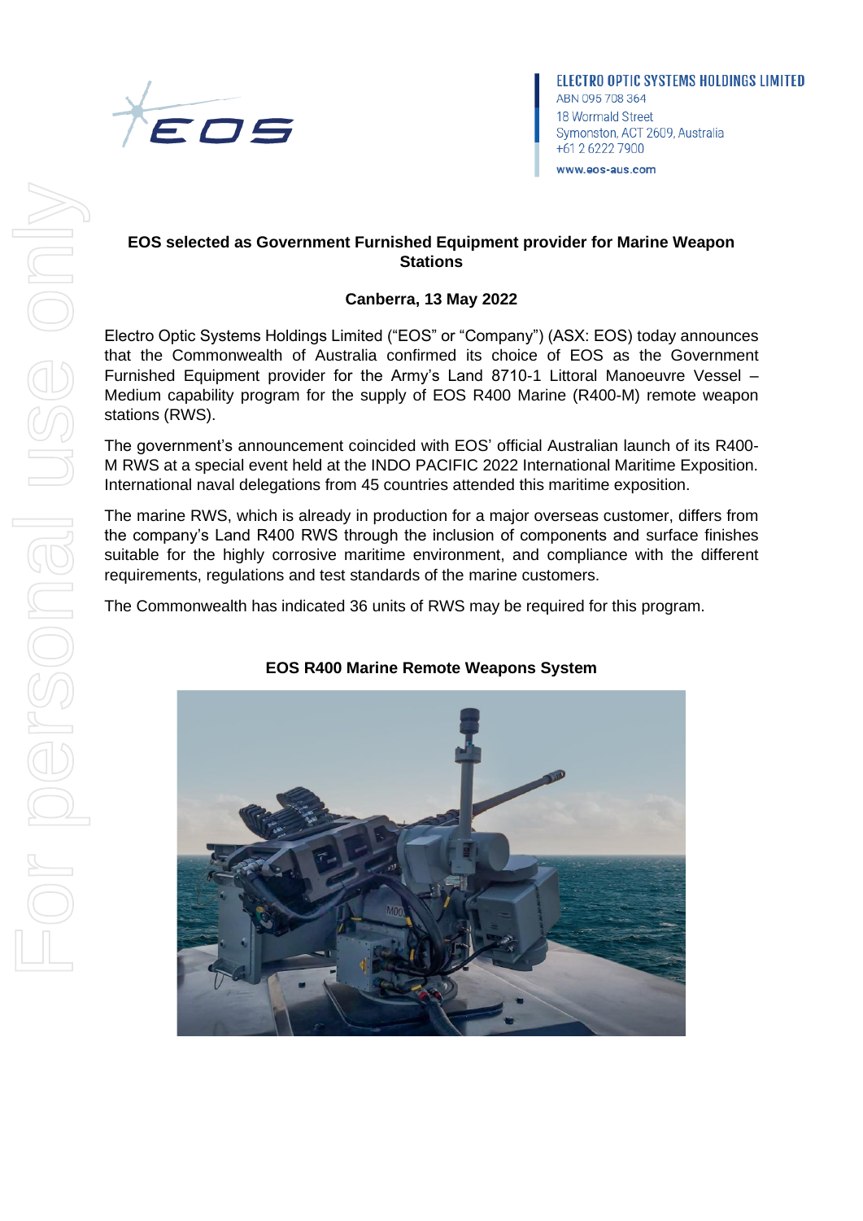ELECTRO OPTIC SYSTEMS HOLDINGS LIMITED
ABN 095 708 364
18 Wormald Street
Symonston, ACT 2609, Australia
+61 2 6222 7900
www.eos-aus.com

## EOS selected as Government Furnished Equipment provider for Marine Weapon Stations

**Canberra, 13 May 2022**

Electro Optic Systems Holdings Limited ("EOS" or "Company") (ASX: EOS) today announces that the Commonwealth of Australia confirmed its choice of EOS as the Government Furnished Equipment provider for the Army's Land 8710-1 Littoral Manoeuvre Vessel – Medium capability program for the supply of EOS R400 Marine (R400-M) remote weapon stations (RWS).

The government's announcement coincided with EOS' official Australian launch of its R400-M RWS at a special event held at the INDO PACIFIC 2022 International Maritime Exposition. International naval delegations from 45 countries attended this maritime exposition.

The marine RWS, which is already in production for a major overseas customer, differs from the company's Land R400 RWS through the inclusion of components and surface finishes suitable for the highly corrosive maritime environment, and compliance with the different requirements, regulations and test standards of the marine customers.

The Commonwealth has indicated 36 units of RWS may be required for this program.

**EOS R400 Marine Remote Weapons System**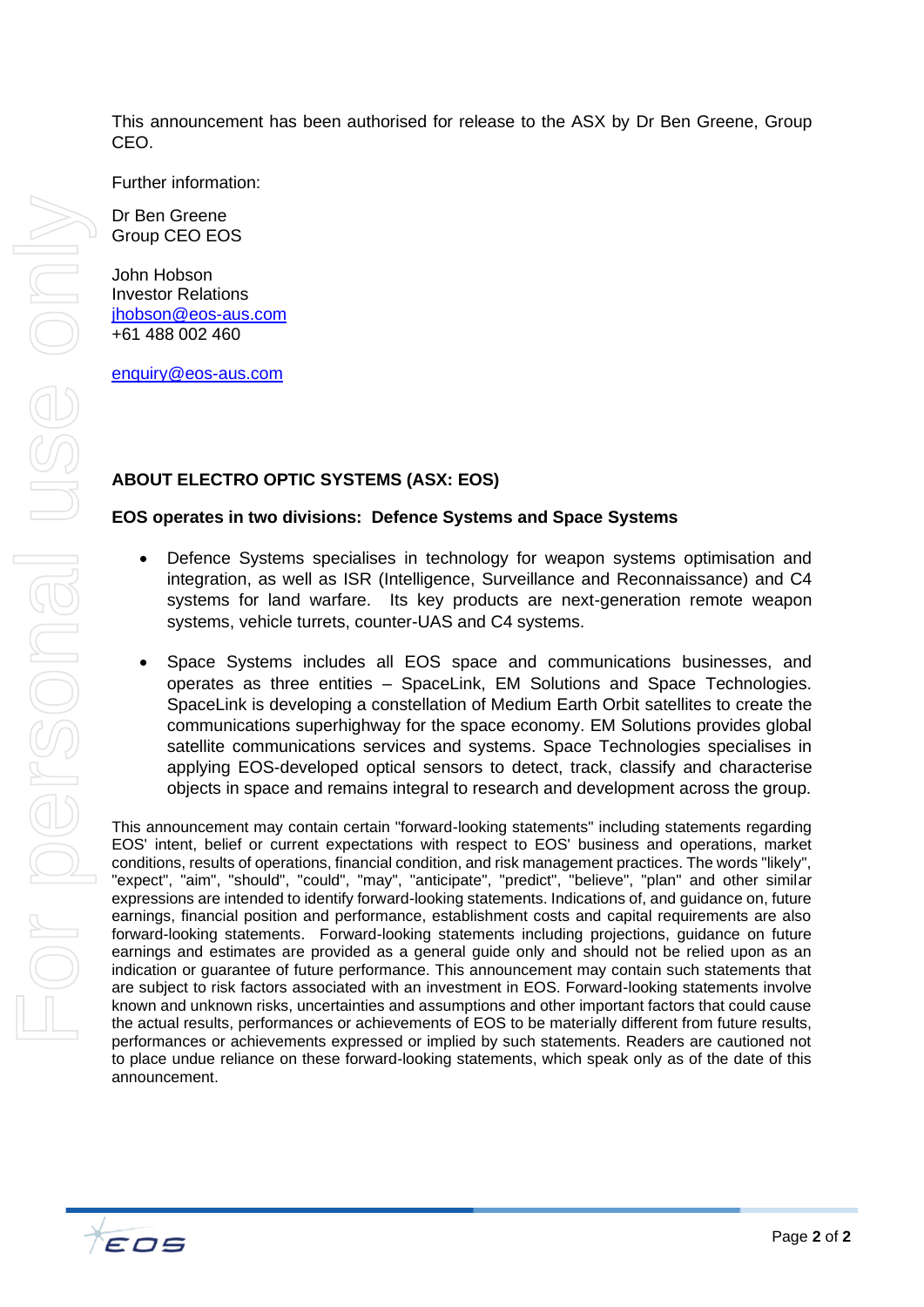This announcement has been authorised for release to the ASX by Dr Ben Greene, Group CEO.

Further information:

Dr Ben Greene
Group CEO EOS

John Hobson
Investor Relations
jhobson@eos-aus.com
+61 488 002 460

enquiry@eos-aus.com

**ABOUT ELECTRO OPTIC SYSTEMS (ASX: EOS)**

**EOS operates in two divisions: Defence Systems and Space Systems**

- Defence Systems specialises in technology for weapon systems optimisation and integration, as well as ISR (Intelligence, Surveillance and Reconnaissance) and C4 systems for land warfare. Its key products are next-generation remote weapon systems, vehicle turrets, counter-UAS and C4 systems.
- Space Systems includes all EOS space and communications businesses, and operates as three entities – SpaceLink, EM Solutions and Space Technologies. SpaceLink is developing a constellation of Medium Earth Orbit satellites to create the communications superhighway for the space economy. EM Solutions provides global satellite communications services and systems. Space Technologies specialises in applying EOS-developed optical sensors to detect, track, classify and characterise objects in space and remains integral to research and development across the group.

This announcement may contain certain "forward-looking statements" including statements regarding EOS' intent, belief or current expectations with respect to EOS' business and operations, market conditions, results of operations, financial condition, and risk management practices. The words "likely", "expect", "aim", "should", "could", "may", "anticipate", "predict", "believe", "plan" and other similar expressions are intended to identify forward-looking statements. Indications of, and guidance on, future earnings, financial position and performance, establishment costs and capital requirements are also forward-looking statements. Forward-looking statements including projections, guidance on future earnings and estimates are provided as a general guide only and should not be relied upon as an indication or guarantee of future performance. This announcement may contain such statements that are subject to risk factors associated with an investment in EOS. Forward-looking statements involve known and unknown risks, uncertainties and assumptions and other important factors that could cause the actual results, performances or achievements of EOS to be materially different from future results, performances or achievements expressed or implied by such statements. Readers are cautioned not to place undue reliance on these forward-looking statements, which speak only as of the date of this announcement.